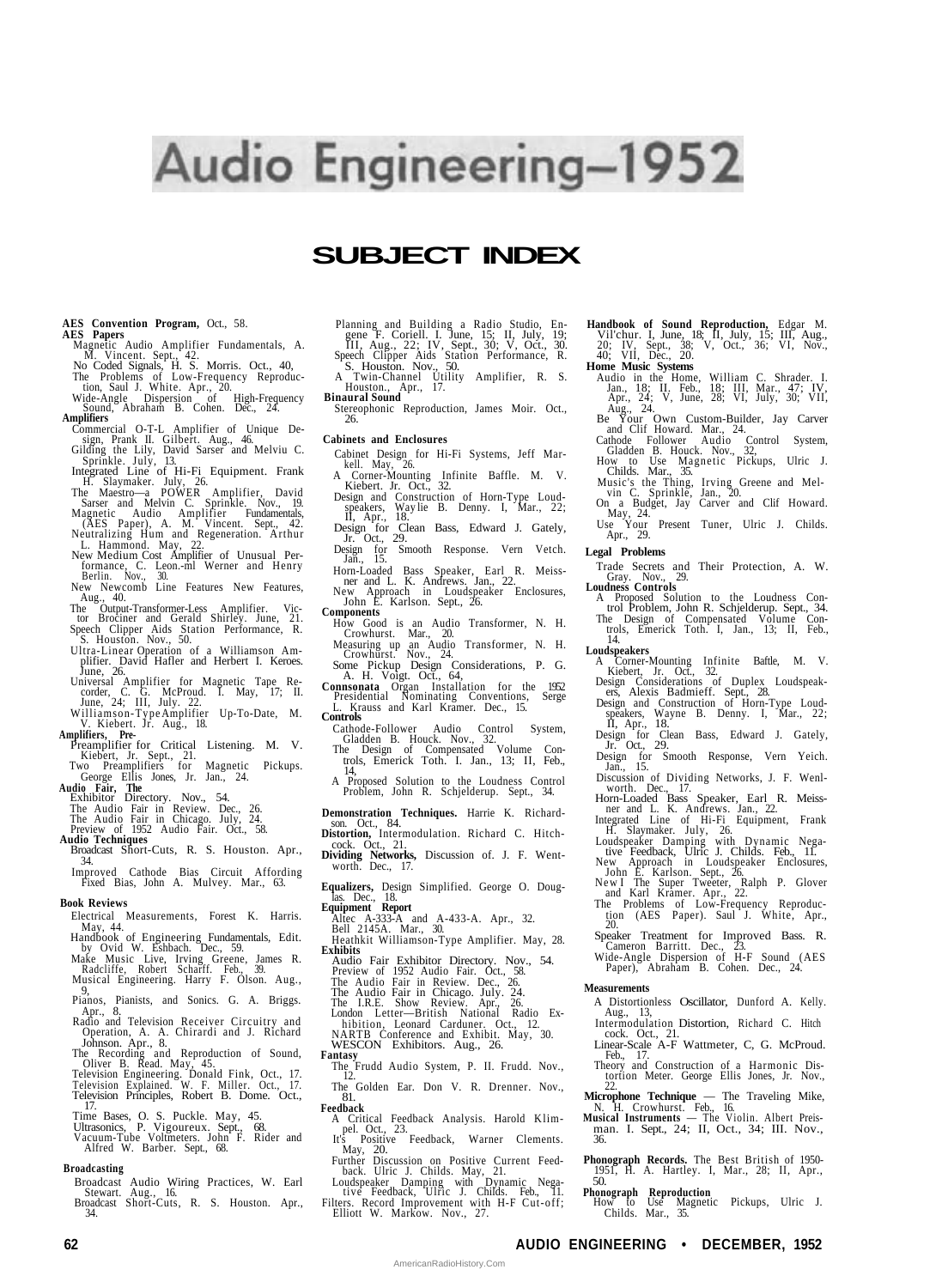# Audio Engineering—1952

## SUBJECT INDEX

**AES Convention Program,** Oct., 58.

**AES Papers**
- Magnetic Audio Amplifier Fundamentals, A. M. Vincent. Sept., 42.
- No Coded Signals, H. S. Morris. Oct., 40,
- The Problems of Low-Frequency Reproduction, Saul J. White. Apr., 20.
- Wide-Angle Dispersion of High-Frequency Sound, Abraham B. Cohen. Dec., 24.

**Amplifiers**
- Commercial O-T-L Amplifier of Unique Design, Frank II. Gilbert. Aug., 46.
- Gilding the Lily, David Sarser and Melviu C. Sprinkle. July, 13.
- Integrated Line of Hi-Fi Equipment. Frank H. Slaymaker. July, 26.
- The Maestro—a POWER Amplifier, David Sarser and Melvin C. Sprinkle. Nov., 19.
- Magnetic Audio Amplifier Fundamentals, (AES Paper), A. M. Vincent. Sept., 42.
- Neutralizing Hum and Regeneration. Arthur L. Hammond. May, 22.
- New Medium Cost Amplifier of Unusual Performance, C. Leon.-ml Werner and Henry Berlin. Nov., 30.
- New Newcomb Line Features New Features, Aug., 40.
- The Output-Transformer-Less Amplifier. Victor Brociner and Gerald Shirley. June, 21.
- Speech Clipper Aids Station Performance, R. S. Houston. Nov., 50.
- Ultra-Linear Operation of a Williamson Amplifier. David Hafler and Herbert I. Keroes. June, 26.
- Universal Amplifier for Magnetic Tape Recorder, C. G. McProud. I. May, 17; II. June, 24; III, July. 22.
- Williamson-Type Amplifier Up-To-Date, M. V. Kiebert. Jr. Aug., 18.

**Amplifiers, Pre-**
- Preamplifier for Critical Listening. M. V. Kiebert, Jr. Sept., 21.
- Two Preamplifiers for Magnetic Pickups. George Ellis Jones, Jr. Jan., 24.

**Audio Fair, The**
- Exhibitor Directory. Nov., 54.
- The Audio Fair in Review. Dec., 26.
- The Audio Fair in Chicago. July, 24.
- Preview of 1952 Audio Fair. Oct., 58.

**Audio Techniques**
- Broadcast Short-Cuts, R. S. Houston. Apr., 34.
- Improved Cathode Bias Circuit Affording Fixed Bias, John A. Mulvey. Mar., 63.

**Book Reviews**
- Electrical Measurements, Forest K. Harris. May, 44.
- Handbook of Engineering Fundamentals, Edit. by Ovid W. Eshbach. Dec., 59.
- Make Music Live, Irving Greene, James R. Radcliffe, Robert Scharff. Feb., 39.
- Musical Engineering. Harry F. Olson. Aug., 9,
- Pianos, Pianists, and Sonics. G. A. Briggs. Apr., 8.
- Radio and Television Receiver Circuitry and Operation, A. A. Chirardi and J. Richard Johnson. Apr., 8.
- The Recording and Reproduction of Sound, Oliver B. Read. May, 45.
- Television Engineering. Donald Fink, Oct., 17.
- Television Explained. W. F. Miller. Oct., 17.
- Television Principles, Robert B. Dome. Oct., 17.
- Time Bases, O. S. Puckle. May, 45.
- Ultrasonics, P. Vigoureux. Sept., 68.
- Vacuum-Tube Voltmeters. John F. Rider and Alfred W. Barber. Sept., 68.

**Broadcasting**
- Broadcast Audio Wiring Practices, W. Earl Stewart. Aug., 16.
- Broadcast Short-Cuts, R. S. Houston. Apr., 34.
- Planning and Building a Radio Studio, Engene F. Coriell. I. June, 15; II, July, 19; III, Aug., 22; IV, Sept., 30; V, Oct., 30.
- Speech Clipper Aids Station Performance, R. S. Houston. Nov., 50.
- A Twin-Channel Utility Amplifier, R. S. Houston., Apr., 17.

**Binaural Sound**
- Stereophonic Reproduction, James Moir. Oct., 26.

**Cabinets and Enclosures**
- Cabinet Design for Hi-Fi Systems, Jeff Markell. May, 26.
- A Corner-Mounting Infinite Baffle. M. V. Kiebert. Jr. Oct., 32.
- Design and Construction of Horn-Type Loudspeakers, Waylie B. Denny. I, Mar., 22; II, Apr., 18.
- Design for Clean Bass, Edward J. Gately, Jr. Oct., 29.
- Design for Smooth Response. Vern Vetch. Jan., 15.
- Horn-Loaded Bass Speaker, Earl R. Meissner and L. K. Andrews. Jan., 22.
- New Approach in Loudspeaker Enclosures, John E. Karlson. Sept., 26.

**Components**
- How Good is an Audio Transformer, N. H. Crowhurst. Mar., 20.
- Measuring up an Audio Transformer, N. H. Crowhurst. Nov., 24.
- Some Pickup Design Considerations, P. G. A. H. Voigt. Oct., 64,

**Connsonata** Organ Installation for the 1952 Presidential Nominating Conventions, Serge L. Krauss and Karl Kramer. Dec., 15.

**Controls**
- Cathode-Follower Audio Control System, Gladden B. Houck. Nov., 32.
- The Design of Compensated Volume Controls, Emerick Toth. I. Jan., 13; II, Feb., 14,
- A Proposed Solution to the Loudness Control Problem, John R. Schjelderup. Sept., 34.

**Demonstration Techniques.** Harrie K. Richardson. Oct., 84.

**Distortion,** Intermodulation. Richard C. Hitchcock. Oct., 21.

**Dividing Networks,** Discussion of. J. F. Wentworth. Dec., 17.

**Equalizers,** Design Simplified. George O. Douglas. Dec., 18.

**Equipment Report**
- Altec A-333-A and A-433-A. Apr., 32.
- Bell 2145A. Mar., 30.
- Heathkit Williamson-Type Amplifier. May, 28.

**Exhibits**
- Audio Fair Exhibitor Directory. Nov., 54.
- Preview of 1952 Audio Fair. Oct., 58.
- The Audio Fair in Review. Dec., 26.
- The Audio Fair in Chicago. July. 24.
- The I.R.E. Show Review. Apr., 26.
- London Letter—British National Radio Exhibition, Leonard Carduner. Oct., 12.
- NARTB Conference and Exhibit. May, 30.
- WESCON Exhibitors. Aug., 26.

**Fantasy**
- The Frudd Audio System, P. II. Frudd. Nov., 12.
- The Golden Ear. Don V. R. Drenner. Nov., 81.

**Feedback**
- A Critical Feedback Analysis. Harold Klimpel. Oct., 23.
- It's Positive Feedback, Warner Clements. May, 20.
- Further Discussion on Positive Current Feedback. Ulric J. Childs. May, 21.
- Loudspeaker Damping with Dynamic Negative Feedback, Ulric J. Childs. Feb., 11.

Filters. Record Improvement with H-F Cut-off; Elliott W. Markow. Nov., 27.

**Handbook of Sound Reproduction,** Edgar M. Vil'chur. I, June, 18; II, July, 15; III, Aug., 20; IV, Sept., 38; V, Oct., 36; VI, Nov., 40; VII, Dec., 20.

**Home Music Systems**
- Audio in the Home, William C. Shrader. I. Jan., 18; II. Feb., 18; III, Mar., 47; IV, Apr., 24; V, June, 28; VI, July, 30; VII, Aug., 24.
- Be Your Own Custom-Builder, Jay Carver and Clif Howard. Mar., 24.
- Cathode Follower Audio Control System, Gladden B. Houck. Nov., 32,
- How to Use Magnetic Pickups, Ulric J. Childs. Mar., 35.
- Music's the Thing, Irving Greene and Melvin C. Sprinkle, Jan., 20.
- On a Budget, Jay Carver and Clif Howard. May, 24.
- Use Your Present Tuner, Ulric J. Childs. Apr., 29.

**Legal Problems**
- Trade Secrets and Their Protection, A. W. Gray. Nov., 29.

**Loudness Controls**
- A Proposed Solution to the Loudness Control Problem, John R. Schjelderup. Sept., 34.
- The Design of Compensated Volume Controls, Emerick Toth. I, Jan., 13; II, Feb., 14.

**Loudspeakers**
- A Corner-Mounting Infinite Baffle, M. V. Kiebert, Jr. Oct., 32.
- Design Considerations of Duplex Loudspeakers, Alexis Badmieff. Sept., 28.
- Design and Construction of Horn-Type Loudspeakers, Wayne B. Denny. I, Mar., 22; II, Apr., 18.
- Design for Clean Bass, Edward J. Gately, Jr. Oct., 29.
- Design for Smooth Response, Vern Yeich. Jan., 15.
- Discussion of Dividing Networks, J. F. Wenlworth. Dec., 17.
- Horn-Loaded Bass Speaker, Earl R. Meissner and L. K. Andrews. Jan., 22.
- Integrated Line of Hi-Fi Equipment, Frank H. Slaymaker. July, 26.
- Loudspeaker Damping with Dynamic Negative Feedback, Ulric J. Childs. Feb., 11.
- New Approach in Loudspeaker Enclosures, John E. Karlson. Sept., 26.
- New I The Super Tweeter, Ralph P. Glover and Karl Kramer. Apr., 22.
- The Problems of Low-Frequency Reproduction (AES Paper). Saul J. White, Apr., 20.
- Speaker Treatment for Improved Bass. R. Cameron Barritt. Dec., 23.
- Wide-Angle Dispersion of H-F Sound (AES Paper), Abraham B. Cohen. Dec., 24.

**Measurements**
- A Distortionless Oscillator, Dunford A. Kelly. Aug., 13,
- Intermodulation Distortion, Richard C. Hitchcock. Oct., 21.
- Linear-Scale A-F Wattmeter, C, G. McProud. Feb., 17.
- Theory and Construction of a Harmonic Distortion Meter. George Ellis Jones, Jr. Nov., 22.

**Microphone Technique** — The Traveling Mike, N. H. Crowhurst. Feb., 16.

**Musical Instruments** — The Violin. Albert Preisman. I. Sept., 24; II, Oct., 34; III. Nov., 36.

**Phonograph Records.** The Best British of 1950-1951, H. A. Hartley. I, Mar., 28; II, Apr., 50.

**Phonograph Reproduction**
- How to Use Magnetic Pickups, Ulric J. Childs. Mar., 35.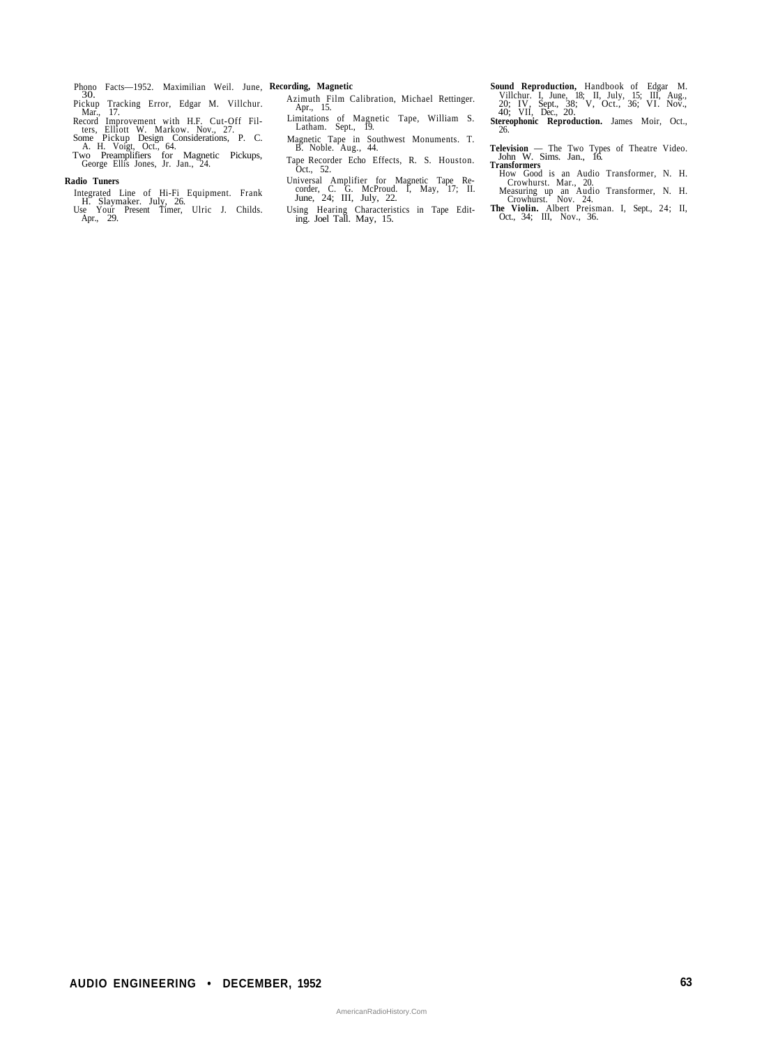Phono Facts—1952. Maximilian Weil. June, 30.

Pickup Tracking Error, Edgar M. Villchur. Mar., 17.

Record Improvement with H.F. Cut-Off Filters, Elliott W. Markow. Nov., 27.

Some Pickup Design Considerations, P. C. A. H. Voigt, Oct., 64.

Two Preamplifiers for Magnetic Pickups, George Ellis Jones, Jr. Jan., 24.

**Radio Tuners**

Integrated Line of Hi-Fi Equipment. Frank H. Slaymaker. July, 26.

Use Your Present Timer, Ulric J. Childs. Apr., 29.

**Recording, Magnetic**

Azimuth Film Calibration, Michael Rettinger. Apr., 15.

Limitations of Magnetic Tape, William S. Latham. Sept., 19.

Magnetic Tape in Southwest Monuments. T. B. Noble. Aug., 44.

Tape Recorder Echo Effects, R. S. Houston. Oct., 52.

Universal Amplifier for Magnetic Tape Recorder, C. G. McProud. I, May, 17; II. June, 24; III, July, 22.

Using Hearing Characteristics in Tape Editing. Joel Tall. May, 15.

**Sound Reproduction,** Handbook of Edgar M. Villchur. I, June, 18; II, July, 15; III, Aug., 20; IV, Sept., 38; V, Oct., 36; VI. Nov., 40; VII, Dec., 20.

**Stereophonic Reproduction.** James Moir, Oct., 26.

**Television** — The Two Types of Theatre Video. John W. Sims. Jan., 16.

**Transformers**

How Good is an Audio Transformer, N. H. Crowhurst. Mar., 20.

Measuring up an Audio Transformer, N. H. Crowhurst. Nov. 24.

**The Violin.** Albert Preisman. I, Sept., 24; II, Oct., 34; III, Nov., 36.